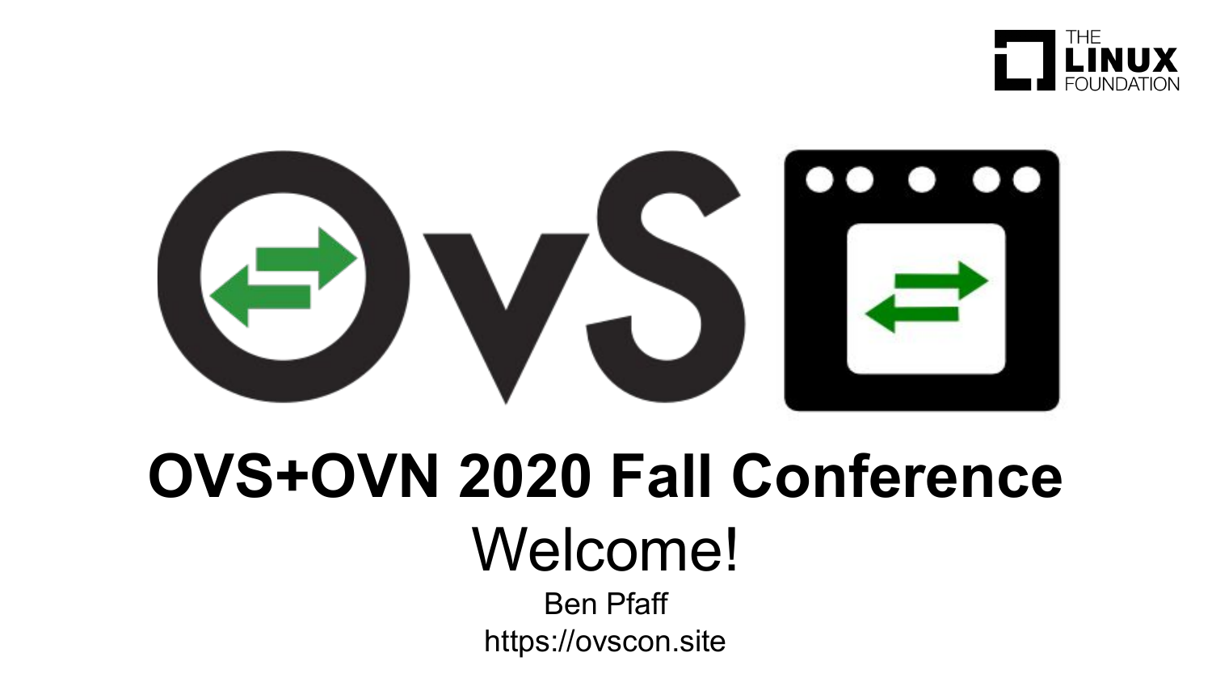# OVS+OVN 2020 Fall Conference

## Welcome!

Ben Pfaff

https://ovscon.site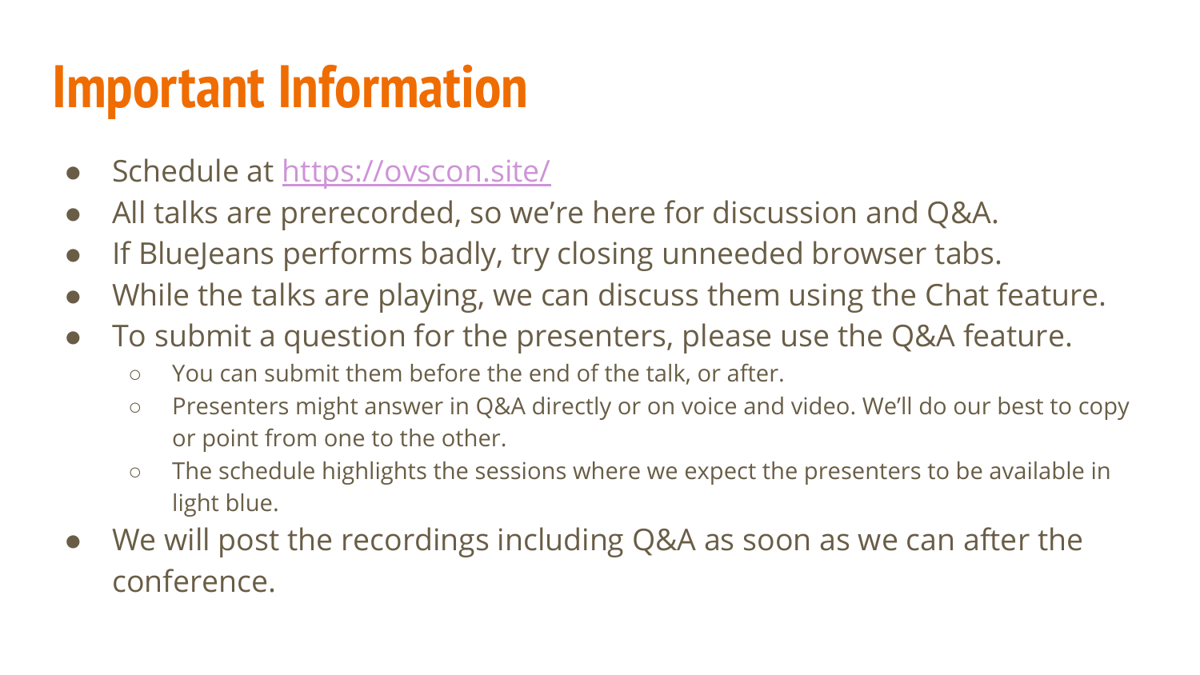# Important Information

- Schedule at [https://ovscon.site/](https://ovscon.site/)
- All talks are prerecorded, so we're here for discussion and Q&A.
- If BlueJeans performs badly, try closing unneeded browser tabs.
- While the talks are playing, we can discuss them using the Chat feature.
- To submit a question for the presenters, please use the Q&A feature.
  - You can submit them before the end of the talk, or after.
  - Presenters might answer in Q&A directly or on voice and video. We'll do our best to copy or point from one to the other.
  - The schedule highlights the sessions where we expect the presenters to be available in light blue.
- We will post the recordings including Q&A as soon as we can after the conference.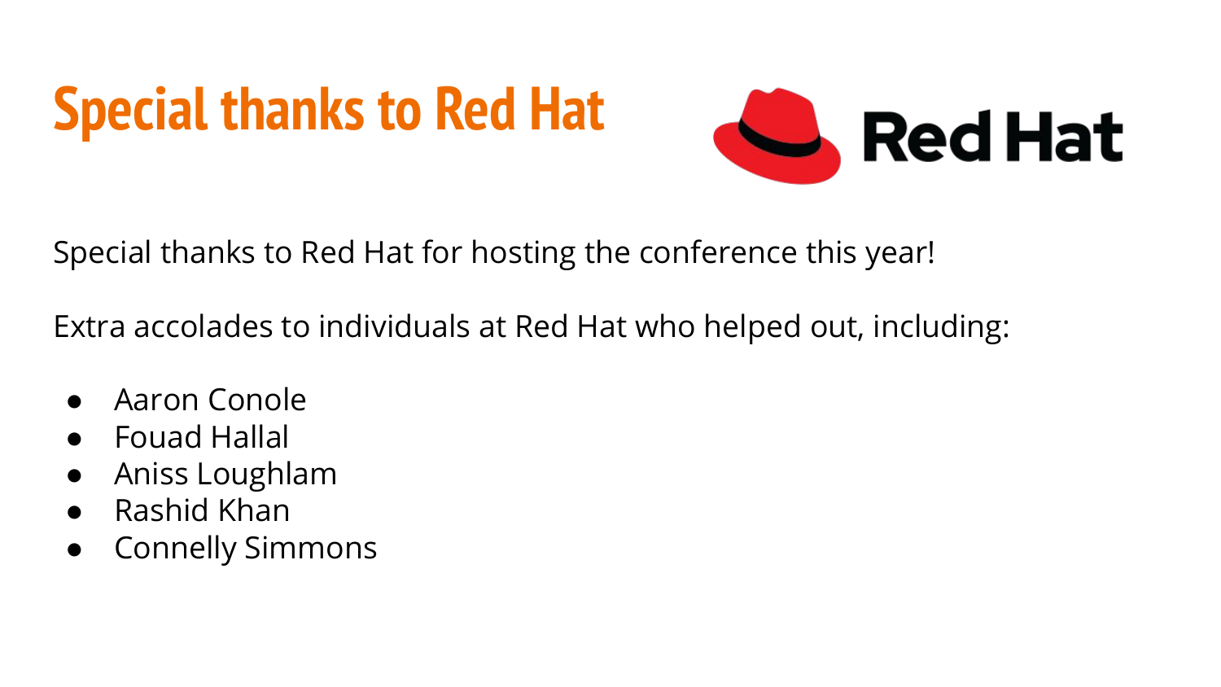# Special thanks to Red Hat

Red Hat

Special thanks to Red Hat for hosting the conference this year!

Extra accolades to individuals at Red Hat who helped out, including:

- Aaron Conole
- Fouad Hallal
- Aniss Loughlam
- Rashid Khan
- Connelly Simmons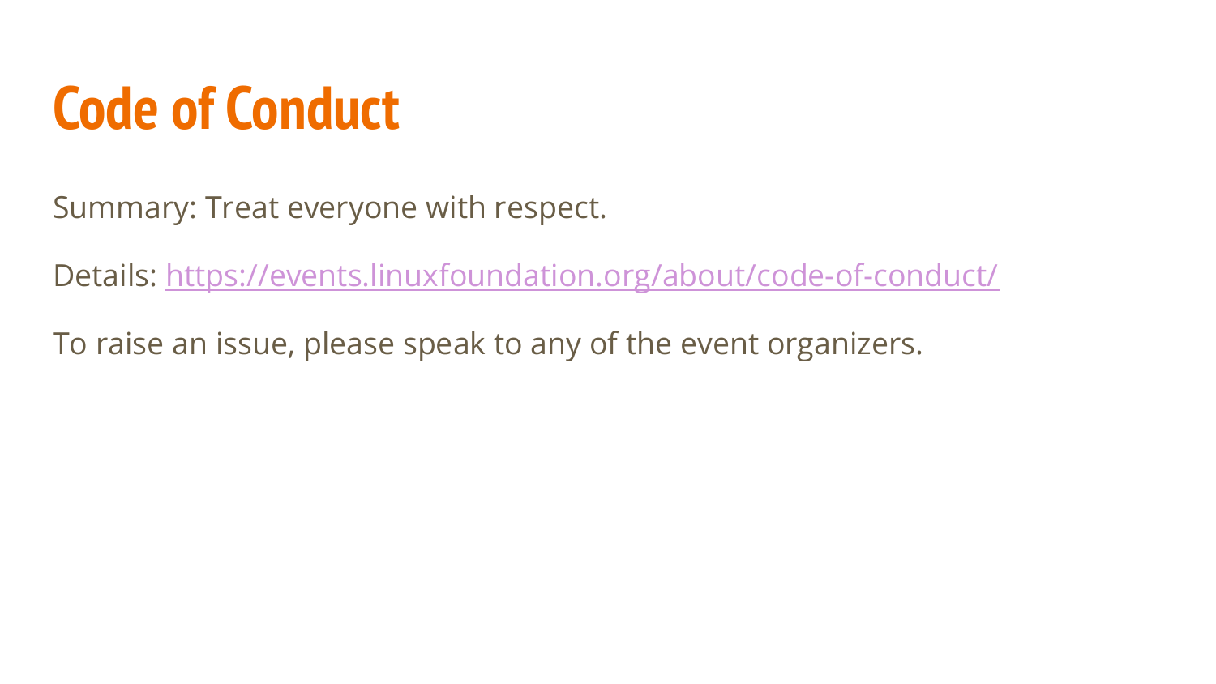# Code of Conduct

Summary: Treat everyone with respect.

Details: [https://events.linuxfoundation.org/about/code-of-conduct/](https://events.linuxfoundation.org/about/code-of-conduct/)

To raise an issue, please speak to any of the event organizers.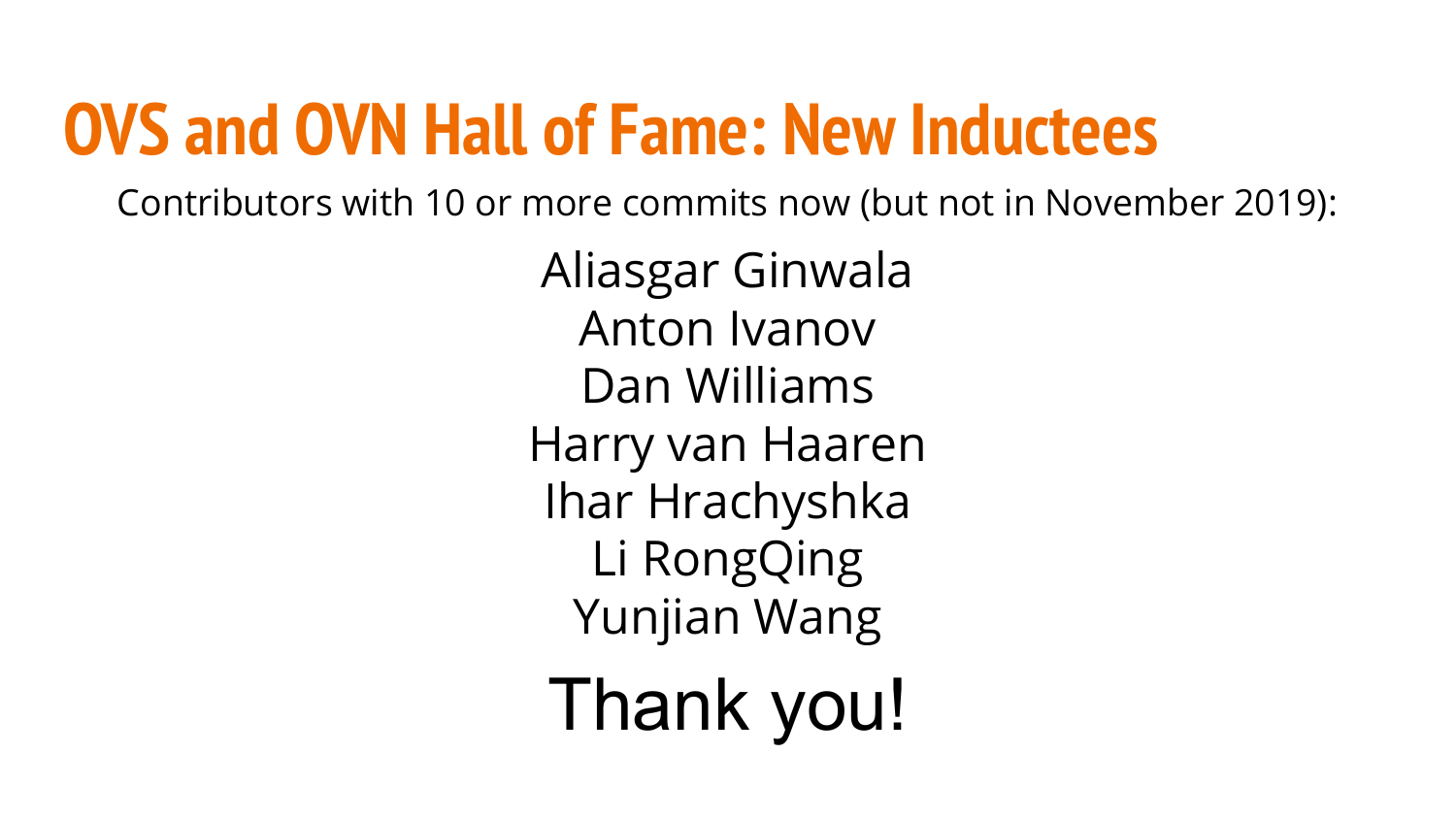# OVS and OVN Hall of Fame: New Inductees

Contributors with 10 or more commits now (but not in November 2019):

Aliasgar Ginwala
Anton Ivanov
Dan Williams
Harry van Haaren
Ihar Hrachyshka
Li RongQing
Yunjian Wang

Thank you!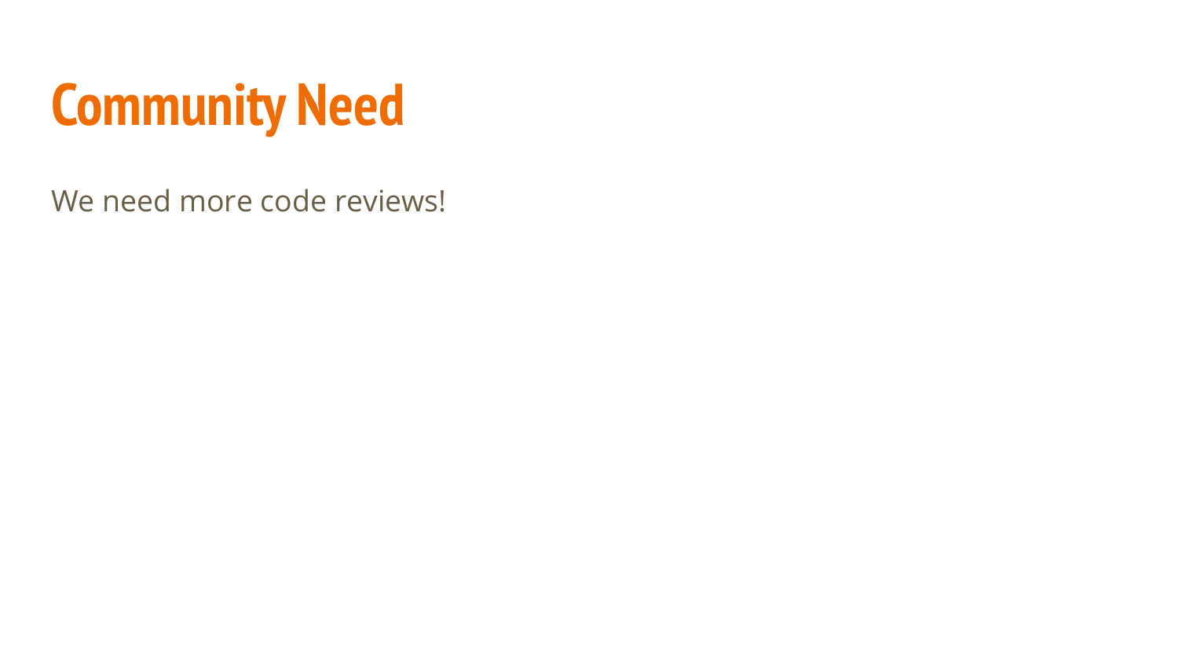# Community Need

We need more code reviews!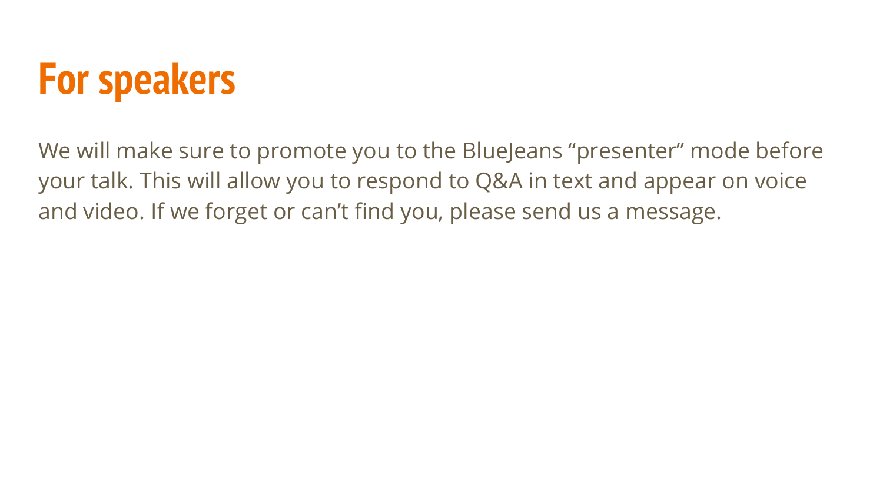# For speakers

We will make sure to promote you to the BlueJeans “presenter” mode before your talk. This will allow you to respond to Q&A in text and appear on voice and video. If we forget or can’t find you, please send us a message.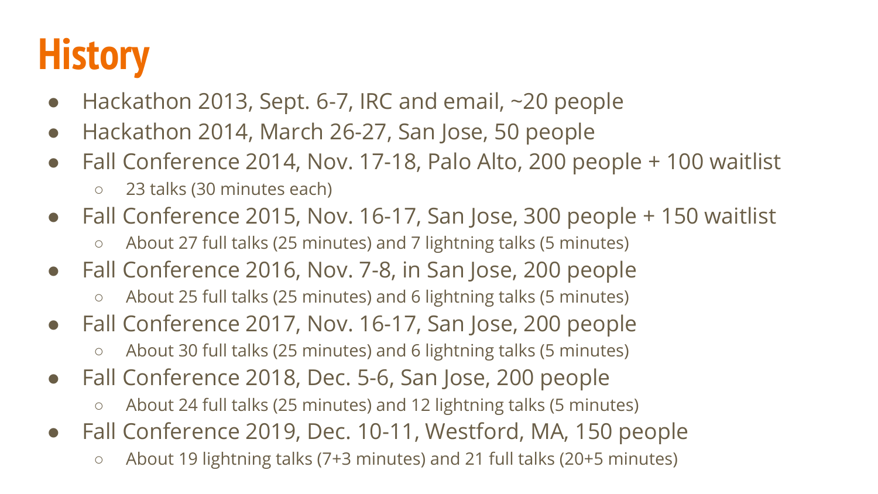# History

- Hackathon 2013, Sept. 6-7, IRC and email, ~20 people
- Hackathon 2014, March 26-27, San Jose, 50 people
- Fall Conference 2014, Nov. 17-18, Palo Alto, 200 people + 100 waitlist
  - 23 talks (30 minutes each)
- Fall Conference 2015, Nov. 16-17, San Jose, 300 people + 150 waitlist
  - About 27 full talks (25 minutes) and 7 lightning talks (5 minutes)
- Fall Conference 2016, Nov. 7-8, in San Jose, 200 people
  - About 25 full talks (25 minutes) and 6 lightning talks (5 minutes)
- Fall Conference 2017, Nov. 16-17, San Jose, 200 people
  - About 30 full talks (25 minutes) and 6 lightning talks (5 minutes)
- Fall Conference 2018, Dec. 5-6, San Jose, 200 people
  - About 24 full talks (25 minutes) and 12 lightning talks (5 minutes)
- Fall Conference 2019, Dec. 10-11, Westford, MA, 150 people
  - About 19 lightning talks (7+3 minutes) and 21 full talks (20+5 minutes)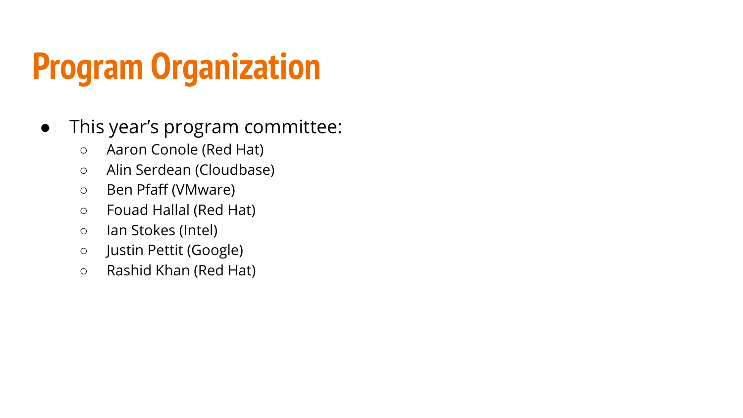# Program Organization

- This year's program committee:
  - Aaron Conole (Red Hat)
  - Alin Serdean (Cloudbase)
  - Ben Pfaff (VMware)
  - Fouad Hallal (Red Hat)
  - Ian Stokes (Intel)
  - Justin Pettit (Google)
  - Rashid Khan (Red Hat)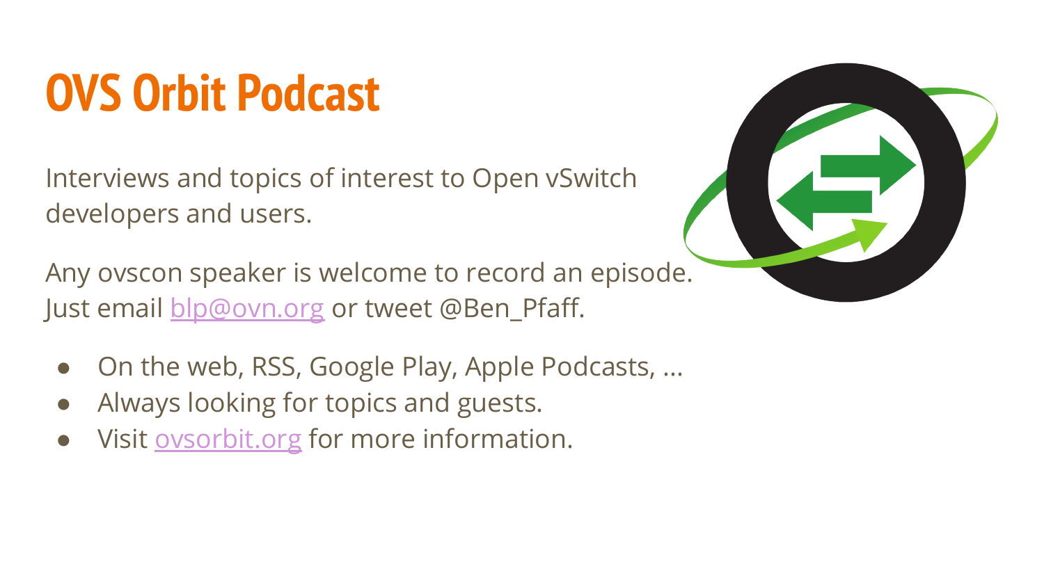# OVS Orbit Podcast

Interviews and topics of interest to Open vSwitch developers and users.

Any ovscon speaker is welcome to record an episode. Just email [blp@ovn.org](mailto:blp@ovn.org) or tweet @Ben_Pfaff.

- On the web, RSS, Google Play, Apple Podcasts, ...
- Always looking for topics and guests.
- Visit [ovsorbit.org](http://ovsorbit.org) for more information.